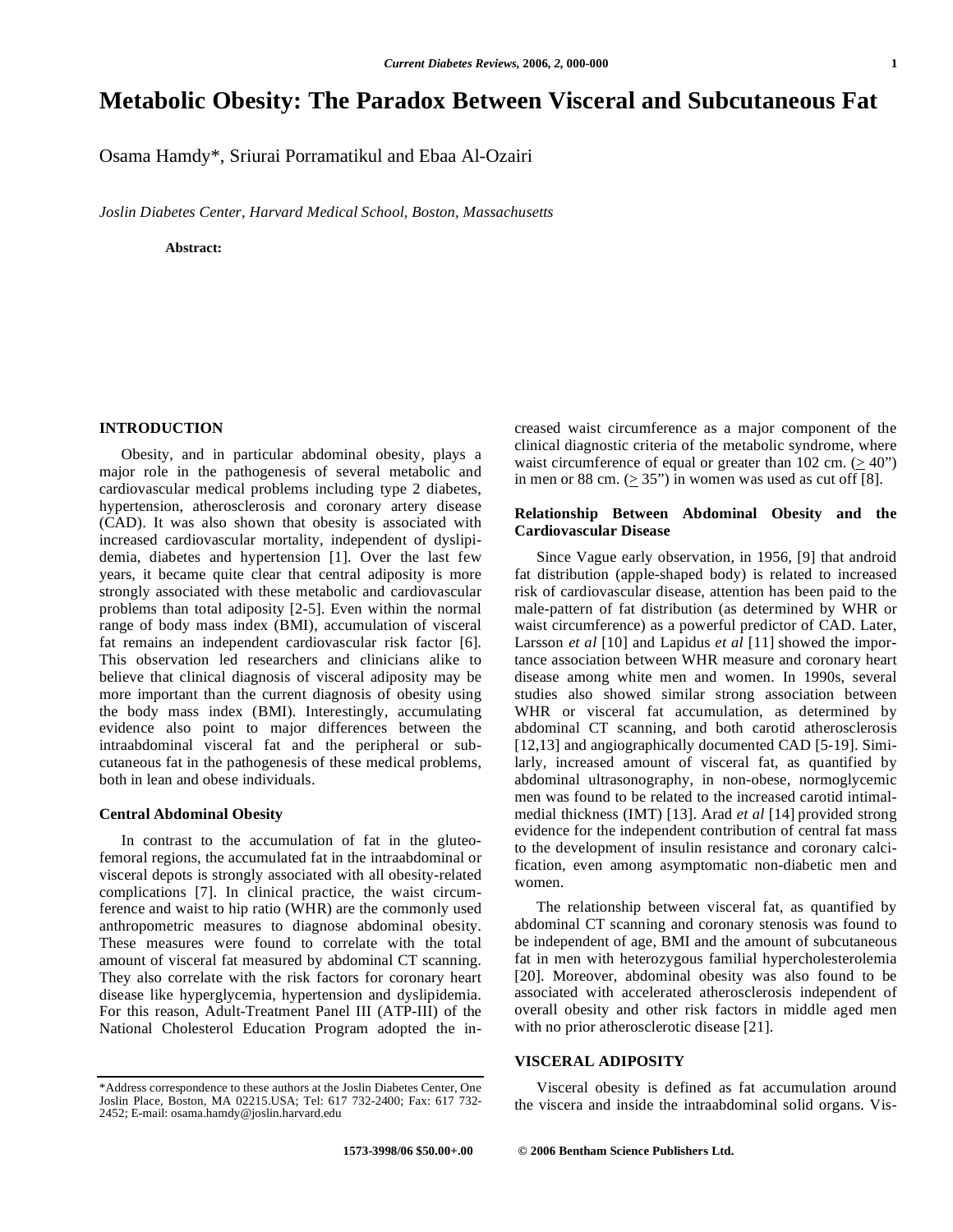# Metabolic Obesity: The Paradox Between Visceral and Subcutaneous Fat

Osama Hamdy*, Sriurai Porramatikul and Ebaa Al-Ozairi

*Joslin Diabetes Center, Harvard Medical School, Boston, Massachusetts*

**Abstract:**

## INTRODUCTION

Obesity, and in particular abdominal obesity, plays a major role in the pathogenesis of several metabolic and cardiovascular medical problems including type 2 diabetes, hypertension, atherosclerosis and coronary artery disease (CAD). It was also shown that obesity is associated with increased cardiovascular mortality, independent of dyslipidemia, diabetes and hypertension [1]. Over the last few years, it became quite clear that central adiposity is more strongly associated with these metabolic and cardiovascular problems than total adiposity [2-5]. Even within the normal range of body mass index (BMI), accumulation of visceral fat remains an independent cardiovascular risk factor [6]. This observation led researchers and clinicians alike to believe that clinical diagnosis of visceral adiposity may be more important than the current diagnosis of obesity using the body mass index (BMI). Interestingly, accumulating evidence also point to major differences between the intraabdominal visceral fat and the peripheral or subcutaneous fat in the pathogenesis of these medical problems, both in lean and obese individuals.

### Central Abdominal Obesity

In contrast to the accumulation of fat in the gluteofemoral regions, the accumulated fat in the intraabdominal or visceral depots is strongly associated with all obesity-related complications [7]. In clinical practice, the waist circumference and waist to hip ratio (WHR) are the commonly used anthropometric measures to diagnose abdominal obesity. These measures were found to correlate with the total amount of visceral fat measured by abdominal CT scanning. They also correlate with the risk factors for coronary heart disease like hyperglycemia, hypertension and dyslipidemia. For this reason, Adult-Treatment Panel III (ATP-III) of the National Cholesterol Education Program adopted the increased waist circumference as a major component of the clinical diagnostic criteria of the metabolic syndrome, where waist circumference of equal or greater than 102 cm. ($\geq$ 40") in men or 88 cm. ($\geq$ 35") in women was used as cut off [8].

### Relationship Between Abdominal Obesity and the Cardiovascular Disease

Since Vague early observation, in 1956, [9] that android fat distribution (apple-shaped body) is related to increased risk of cardiovascular disease, attention has been paid to the male-pattern of fat distribution (as determined by WHR or waist circumference) as a powerful predictor of CAD. Later, Larsson *et al* [10] and Lapidus *et al* [11] showed the importance association between WHR measure and coronary heart disease among white men and women. In 1990s, several studies also showed similar strong association between WHR or visceral fat accumulation, as determined by abdominal CT scanning, and both carotid atherosclerosis [12,13] and angiographically documented CAD [5-19]. Similarly, increased amount of visceral fat, as quantified by abdominal ultrasonography, in non-obese, normoglycemic men was found to be related to the increased carotid intimal-medial thickness (IMT) [13]. Arad *et al* [14] provided strong evidence for the independent contribution of central fat mass to the development of insulin resistance and coronary calcification, even among asymptomatic non-diabetic men and women.

The relationship between visceral fat, as quantified by abdominal CT scanning and coronary stenosis was found to be independent of age, BMI and the amount of subcutaneous fat in men with heterozygous familial hypercholesterolemia [20]. Moreover, abdominal obesity was also found to be associated with accelerated atherosclerosis independent of overall obesity and other risk factors in middle aged men with no prior atherosclerotic disease [21].

## VISCERAL ADIPOSITY

Visceral obesity is defined as fat accumulation around the viscera and inside the intraabdominal solid organs. Vis-

*Address correspondence to these authors at the Joslin Diabetes Center, One Joslin Place, Boston, MA 02215.USA; Tel: 617 732-2400; Fax: 617 732-2452; E-mail: osama.hamdy@joslin.harvard.edu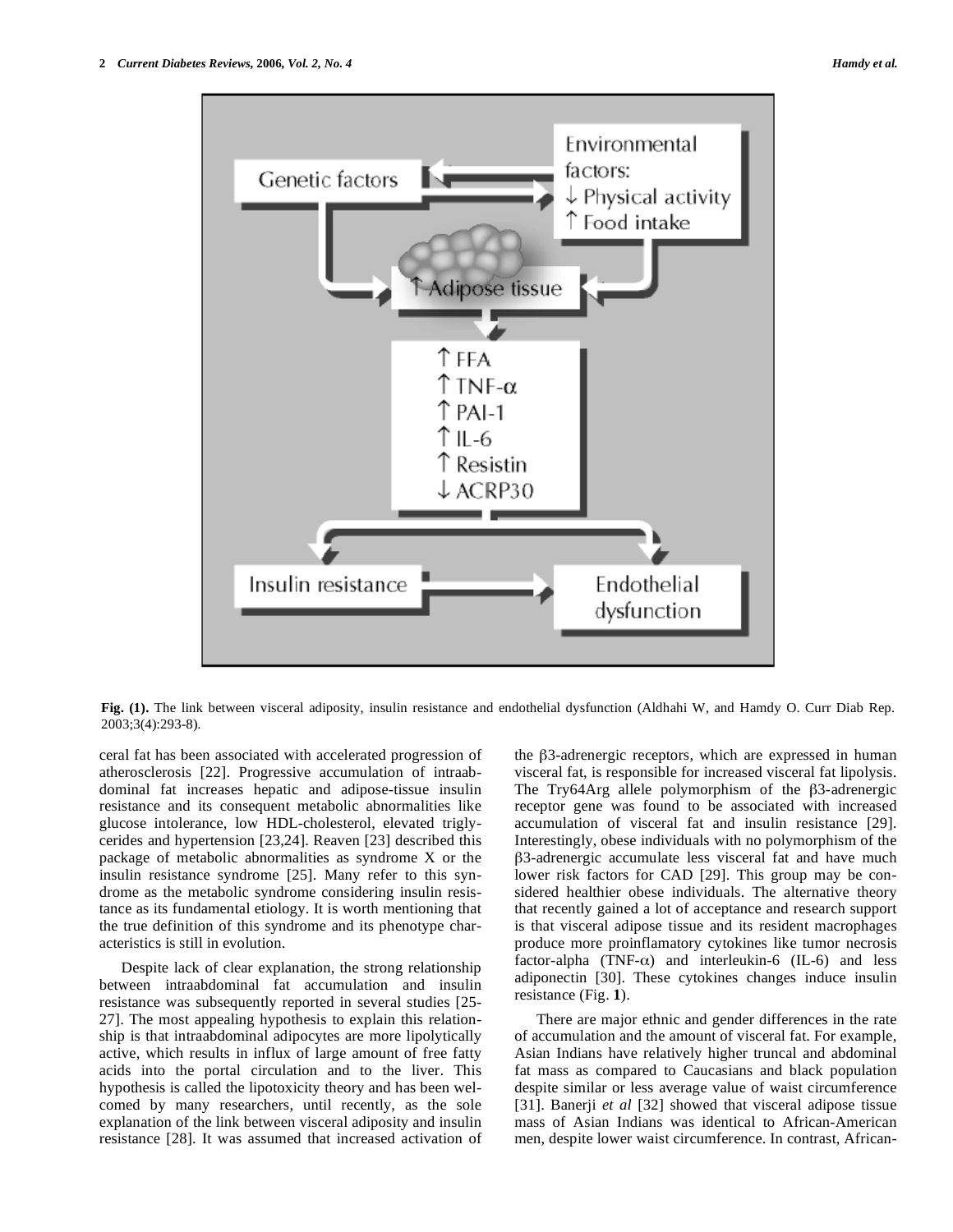**Fig. (1).** The link between visceral adiposity, insulin resistance and endothelial dysfunction (Aldhahi W, and Hamdy O. Curr Diab Rep. 2003;3(4):293-8).

ceral fat has been associated with accelerated progression of atherosclerosis [22]. Progressive accumulation of intraabdominal fat increases hepatic and adipose-tissue insulin resistance and its consequent metabolic abnormalities like glucose intolerance, low HDL-cholesterol, elevated triglycerides and hypertension [23,24]. Reaven [23] described this package of metabolic abnormalities as syndrome X or the insulin resistance syndrome [25]. Many refer to this syndrome as the metabolic syndrome considering insulin resistance as its fundamental etiology. It is worth mentioning that the true definition of this syndrome and its phenotype characteristics is still in evolution.

Despite lack of clear explanation, the strong relationship between intraabdominal fat accumulation and insulin resistance was subsequently reported in several studies [25-27]. The most appealing hypothesis to explain this relationship is that intraabdominal adipocytes are more lipolytically active, which results in influx of large amount of free fatty acids into the portal circulation and to the liver. This hypothesis is called the lipotoxicity theory and has been welcomed by many researchers, until recently, as the sole explanation of the link between visceral adiposity and insulin resistance [28]. It was assumed that increased activation of the β3-adrenergic receptors, which are expressed in human visceral fat, is responsible for increased visceral fat lipolysis. The Try64Arg allele polymorphism of the β3-adrenergic receptor gene was found to be associated with increased accumulation of visceral fat and insulin resistance [29]. Interestingly, obese individuals with no polymorphism of the β3-adrenergic accumulate less visceral fat and have much lower risk factors for CAD [29]. This group may be considered healthier obese individuals. The alternative theory that recently gained a lot of acceptance and research support is that visceral adipose tissue and its resident macrophages produce more proinflamatory cytokines like tumor necrosis factor-alpha (TNF-α) and interleukin-6 (IL-6) and less adiponectin [30]. These cytokines changes induce insulin resistance (Fig. **1**).

There are major ethnic and gender differences in the rate of accumulation and the amount of visceral fat. For example, Asian Indians have relatively higher truncal and abdominal fat mass as compared to Caucasians and black population despite similar or less average value of waist circumference [31]. Banerji *et al* [32] showed that visceral adipose tissue mass of Asian Indians was identical to African-American men, despite lower waist circumference. In contrast, African-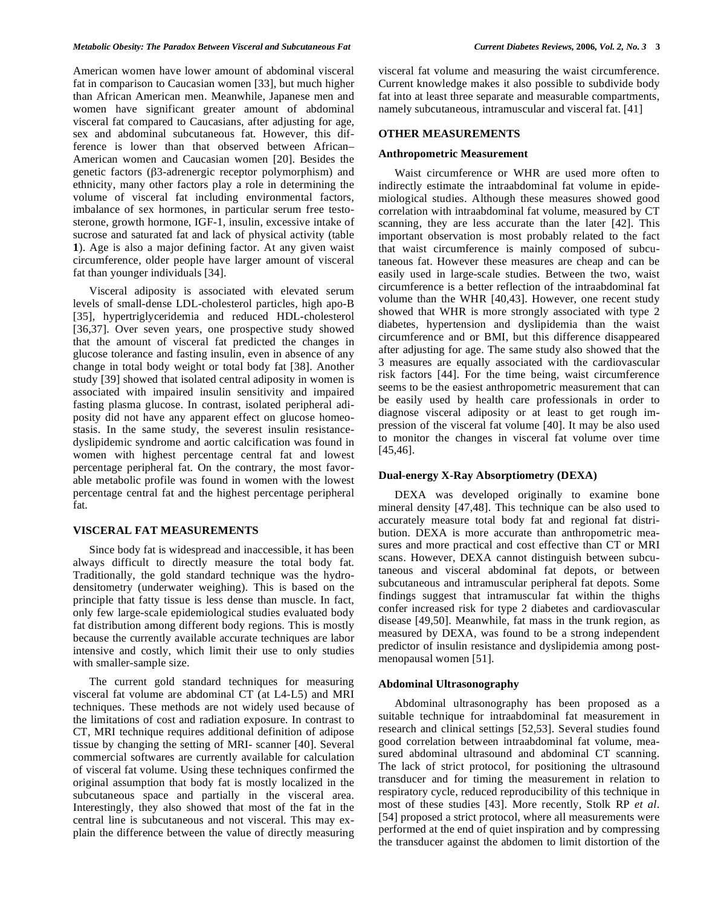American women have lower amount of abdominal visceral fat in comparison to Caucasian women [33], but much higher than African American men. Meanwhile, Japanese men and women have significant greater amount of abdominal visceral fat compared to Caucasians, after adjusting for age, sex and abdominal subcutaneous fat. However, this difference is lower than that observed between African–American women and Caucasian women [20]. Besides the genetic factors (β3-adrenergic receptor polymorphism) and ethnicity, many other factors play a role in determining the volume of visceral fat including environmental factors, imbalance of sex hormones, in particular serum free testosterone, growth hormone, IGF-1, insulin, excessive intake of sucrose and saturated fat and lack of physical activity (table **1**). Age is also a major defining factor. At any given waist circumference, older people have larger amount of visceral fat than younger individuals [34].

Visceral adiposity is associated with elevated serum levels of small-dense LDL-cholesterol particles, high apo-B [35], hypertriglyceridemia and reduced HDL-cholesterol [36,37]. Over seven years, one prospective study showed that the amount of visceral fat predicted the changes in glucose tolerance and fasting insulin, even in absence of any change in total body weight or total body fat [38]. Another study [39] showed that isolated central adiposity in women is associated with impaired insulin sensitivity and impaired fasting plasma glucose. In contrast, isolated peripheral adiposity did not have any apparent effect on glucose homeostasis. In the same study, the severest insulin resistance-dyslipidemic syndrome and aortic calcification was found in women with highest percentage central fat and lowest percentage peripheral fat. On the contrary, the most favorable metabolic profile was found in women with the lowest percentage central fat and the highest percentage peripheral fat.

## VISCERAL FAT MEASUREMENTS

Since body fat is widespread and inaccessible, it has been always difficult to directly measure the total body fat. Traditionally, the gold standard technique was the hydrodensitometry (underwater weighing). This is based on the principle that fatty tissue is less dense than muscle. In fact, only few large-scale epidemiological studies evaluated body fat distribution among different body regions. This is mostly because the currently available accurate techniques are labor intensive and costly, which limit their use to only studies with smaller-sample size.

The current gold standard techniques for measuring visceral fat volume are abdominal CT (at L4-L5) and MRI techniques. These methods are not widely used because of the limitations of cost and radiation exposure. In contrast to CT, MRI technique requires additional definition of adipose tissue by changing the setting of MRI- scanner [40]. Several commercial softwares are currently available for calculation of visceral fat volume. Using these techniques confirmed the original assumption that body fat is mostly localized in the subcutaneous space and partially in the visceral area. Interestingly, they also showed that most of the fat in the central line is subcutaneous and not visceral. This may explain the difference between the value of directly measuring visceral fat volume and measuring the waist circumference. Current knowledge makes it also possible to subdivide body fat into at least three separate and measurable compartments, namely subcutaneous, intramuscular and visceral fat. [41]

## OTHER MEASUREMENTS

### Anthropometric Measurement

Waist circumference or WHR are used more often to indirectly estimate the intraabdominal fat volume in epidemiological studies. Although these measures showed good correlation with intraabdominal fat volume, measured by CT scanning, they are less accurate than the later [42]. This important observation is most probably related to the fact that waist circumference is mainly composed of subcutaneous fat. However these measures are cheap and can be easily used in large-scale studies. Between the two, waist circumference is a better reflection of the intraabdominal fat volume than the WHR [40,43]. However, one recent study showed that WHR is more strongly associated with type 2 diabetes, hypertension and dyslipidemia than the waist circumference and or BMI, but this difference disappeared after adjusting for age. The same study also showed that the 3 measures are equally associated with the cardiovascular risk factors [44]. For the time being, waist circumference seems to be the easiest anthropometric measurement that can be easily used by health care professionals in order to diagnose visceral adiposity or at least to get rough impression of the visceral fat volume [40]. It may be also used to monitor the changes in visceral fat volume over time [45,46].

### Dual-energy X-Ray Absorptiometry (DEXA)

DEXA was developed originally to examine bone mineral density [47,48]. This technique can be also used to accurately measure total body fat and regional fat distribution. DEXA is more accurate than anthropometric measures and more practical and cost effective than CT or MRI scans. However, DEXA cannot distinguish between subcutaneous and visceral abdominal fat depots, or between subcutaneous and intramuscular peripheral fat depots. Some findings suggest that intramuscular fat within the thighs confer increased risk for type 2 diabetes and cardiovascular disease [49,50]. Meanwhile, fat mass in the trunk region, as measured by DEXA, was found to be a strong independent predictor of insulin resistance and dyslipidemia among postmenopausal women [51].

### Abdominal Ultrasonography

Abdominal ultrasonography has been proposed as a suitable technique for intraabdominal fat measurement in research and clinical settings [52,53]. Several studies found good correlation between intraabdominal fat volume, measured abdominal ultrasound and abdominal CT scanning. The lack of strict protocol, for positioning the ultrasound transducer and for timing the measurement in relation to respiratory cycle, reduced reproducibility of this technique in most of these studies [43]. More recently, Stolk RP *et al*. [54] proposed a strict protocol, where all measurements were performed at the end of quiet inspiration and by compressing the transducer against the abdomen to limit distortion of the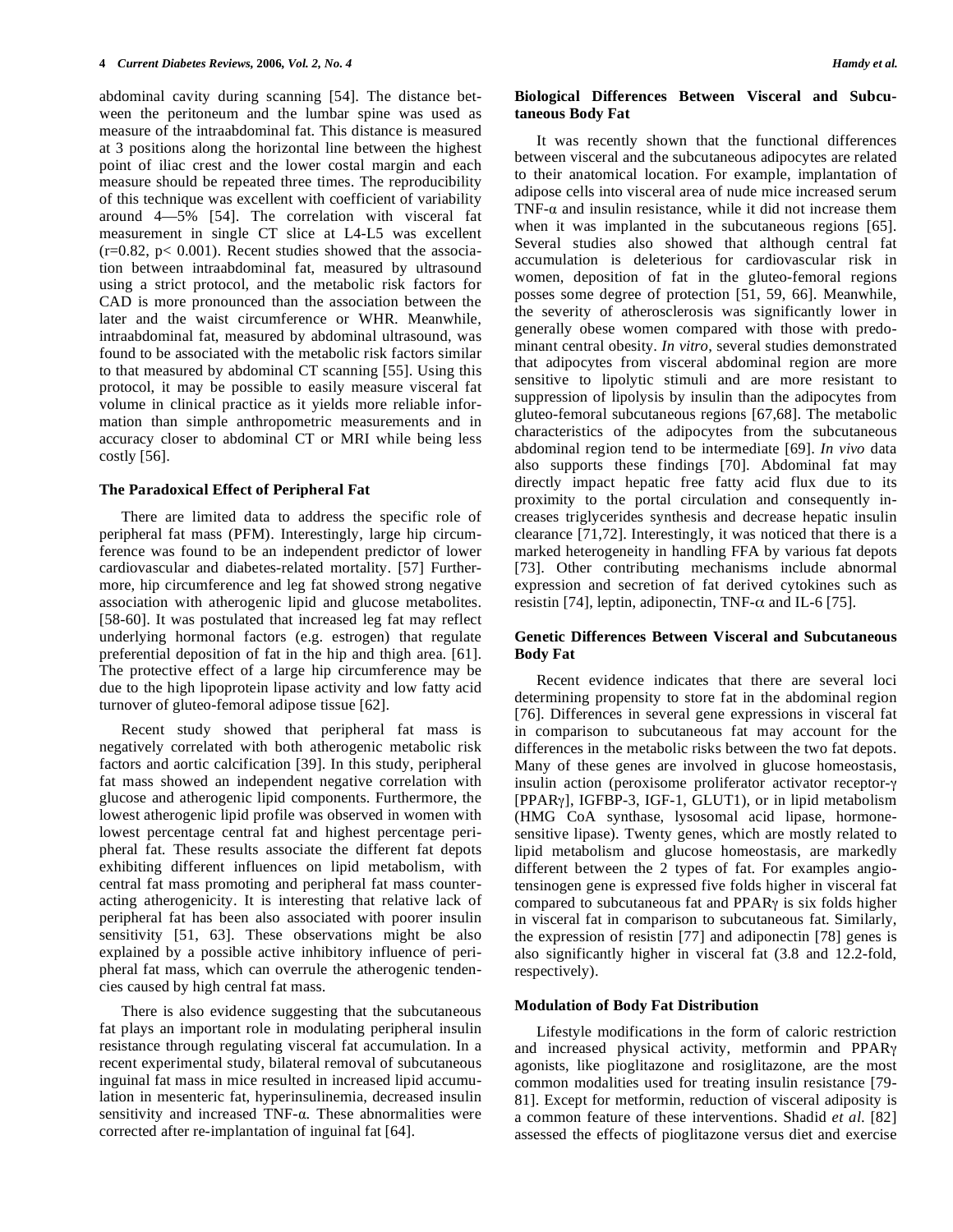abdominal cavity during scanning [54]. The distance between the peritoneum and the lumbar spine was used as measure of the intraabdominal fat. This distance is measured at 3 positions along the horizontal line between the highest point of iliac crest and the lower costal margin and each measure should be repeated three times. The reproducibility of this technique was excellent with coefficient of variability around 4—5% [54]. The correlation with visceral fat measurement in single CT slice at L4-L5 was excellent ($r=0.82$, $p< 0.001$). Recent studies showed that the association between intraabdominal fat, measured by ultrasound using a strict protocol, and the metabolic risk factors for CAD is more pronounced than the association between the later and the waist circumference or WHR. Meanwhile, intraabdominal fat, measured by abdominal ultrasound, was found to be associated with the metabolic risk factors similar to that measured by abdominal CT scanning [55]. Using this protocol, it may be possible to easily measure visceral fat volume in clinical practice as it yields more reliable information than simple anthropometric measurements and in accuracy closer to abdominal CT or MRI while being less costly [56].

### The Paradoxical Effect of Peripheral Fat

There are limited data to address the specific role of peripheral fat mass (PFM). Interestingly, large hip circumference was found to be an independent predictor of lower cardiovascular and diabetes-related mortality. [57] Furthermore, hip circumference and leg fat showed strong negative association with atherogenic lipid and glucose metabolites. [58-60]. It was postulated that increased leg fat may reflect underlying hormonal factors (e.g. estrogen) that regulate preferential deposition of fat in the hip and thigh area. [61]. The protective effect of a large hip circumference may be due to the high lipoprotein lipase activity and low fatty acid turnover of gluteo-femoral adipose tissue [62].

Recent study showed that peripheral fat mass is negatively correlated with both atherogenic metabolic risk factors and aortic calcification [39]. In this study, peripheral fat mass showed an independent negative correlation with glucose and atherogenic lipid components. Furthermore, the lowest atherogenic lipid profile was observed in women with lowest percentage central fat and highest percentage peripheral fat. These results associate the different fat depots exhibiting different influences on lipid metabolism, with central fat mass promoting and peripheral fat mass counteracting atherogenicity. It is interesting that relative lack of peripheral fat has been also associated with poorer insulin sensitivity [51, 63]. These observations might be also explained by a possible active inhibitory influence of peripheral fat mass, which can overrule the atherogenic tendencies caused by high central fat mass.

There is also evidence suggesting that the subcutaneous fat plays an important role in modulating peripheral insulin resistance through regulating visceral fat accumulation. In a recent experimental study, bilateral removal of subcutaneous inguinal fat mass in mice resulted in increased lipid accumulation in mesenteric fat, hyperinsulinemia, decreased insulin sensitivity and increased TNF-α. These abnormalities were corrected after re-implantation of inguinal fat [64].

### Biological Differences Between Visceral and Subcutaneous Body Fat

It was recently shown that the functional differences between visceral and the subcutaneous adipocytes are related to their anatomical location. For example, implantation of adipose cells into visceral area of nude mice increased serum TNF-α and insulin resistance, while it did not increase them when it was implanted in the subcutaneous regions [65]. Several studies also showed that although central fat accumulation is deleterious for cardiovascular risk in women, deposition of fat in the gluteo-femoral regions posses some degree of protection [51, 59, 66]. Meanwhile, the severity of atherosclerosis was significantly lower in generally obese women compared with those with predominant central obesity. *In vitro*, several studies demonstrated that adipocytes from visceral abdominal region are more sensitive to lipolytic stimuli and are more resistant to suppression of lipolysis by insulin than the adipocytes from gluteo-femoral subcutaneous regions [67,68]. The metabolic characteristics of the adipocytes from the subcutaneous abdominal region tend to be intermediate [69]. *In vivo* data also supports these findings [70]. Abdominal fat may directly impact hepatic free fatty acid flux due to its proximity to the portal circulation and consequently increases triglycerides synthesis and decrease hepatic insulin clearance [71,72]. Interestingly, it was noticed that there is a marked heterogeneity in handling FFA by various fat depots [73]. Other contributing mechanisms include abnormal expression and secretion of fat derived cytokines such as resistin [74], leptin, adiponectin, TNF-α and IL-6 [75].

### Genetic Differences Between Visceral and Subcutaneous Body Fat

Recent evidence indicates that there are several loci determining propensity to store fat in the abdominal region [76]. Differences in several gene expressions in visceral fat in comparison to subcutaneous fat may account for the differences in the metabolic risks between the two fat depots. Many of these genes are involved in glucose homeostasis, insulin action (peroxisome proliferator activator receptor-γ [PPARγ], IGFBP-3, IGF-1, GLUT1), or in lipid metabolism (HMG CoA synthase, lysosomal acid lipase, hormone-sensitive lipase). Twenty genes, which are mostly related to lipid metabolism and glucose homeostasis, are markedly different between the 2 types of fat. For examples angiotensinogen gene is expressed five folds higher in visceral fat compared to subcutaneous fat and PPARγ is six folds higher in visceral fat in comparison to subcutaneous fat. Similarly, the expression of resistin [77] and adiponectin [78] genes is also significantly higher in visceral fat (3.8 and 12.2-fold, respectively).

### Modulation of Body Fat Distribution

Lifestyle modifications in the form of caloric restriction and increased physical activity, metformin and PPARγ agonists, like pioglitazone and rosiglitazone, are the most common modalities used for treating insulin resistance [79-81]. Except for metformin, reduction of visceral adiposity is a common feature of these interventions. Shadid *et al.* [82] assessed the effects of pioglitazone versus diet and exercise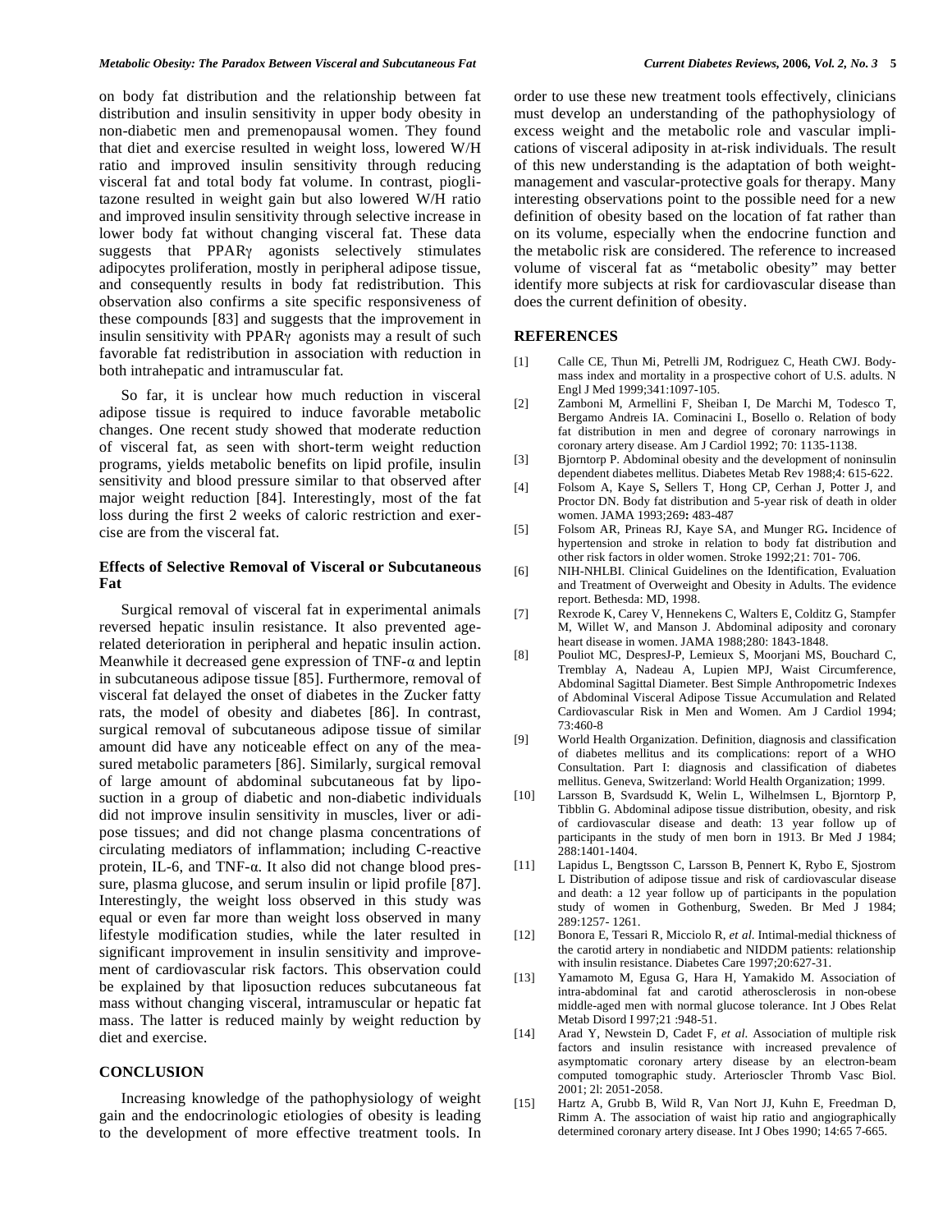on body fat distribution and the relationship between fat distribution and insulin sensitivity in upper body obesity in non-diabetic men and premenopausal women. They found that diet and exercise resulted in weight loss, lowered W/H ratio and improved insulin sensitivity through reducing visceral fat and total body fat volume. In contrast, pioglitazone resulted in weight gain but also lowered W/H ratio and improved insulin sensitivity through selective increase in lower body fat without changing visceral fat. These data suggests that PPARγ agonists selectively stimulates adipocytes proliferation, mostly in peripheral adipose tissue, and consequently results in body fat redistribution. This observation also confirms a site specific responsiveness of these compounds [83] and suggests that the improvement in insulin sensitivity with PPARγ agonists may a result of such favorable fat redistribution in association with reduction in both intrahepatic and intramuscular fat.

So far, it is unclear how much reduction in visceral adipose tissue is required to induce favorable metabolic changes. One recent study showed that moderate reduction of visceral fat, as seen with short-term weight reduction programs, yields metabolic benefits on lipid profile, insulin sensitivity and blood pressure similar to that observed after major weight reduction [84]. Interestingly, most of the fat loss during the first 2 weeks of caloric restriction and exercise are from the visceral fat.

### Effects of Selective Removal of Visceral or Subcutaneous Fat

Surgical removal of visceral fat in experimental animals reversed hepatic insulin resistance. It also prevented age-related deterioration in peripheral and hepatic insulin action. Meanwhile it decreased gene expression of TNF-α and leptin in subcutaneous adipose tissue [85]. Furthermore, removal of visceral fat delayed the onset of diabetes in the Zucker fatty rats, the model of obesity and diabetes [86]. In contrast, surgical removal of subcutaneous adipose tissue of similar amount did have any noticeable effect on any of the measured metabolic parameters [86]. Similarly, surgical removal of large amount of abdominal subcutaneous fat by liposuction in a group of diabetic and non-diabetic individuals did not improve insulin sensitivity in muscles, liver or adipose tissues; and did not change plasma concentrations of circulating mediators of inflammation; including C-reactive protein, IL-6, and TNF-α. It also did not change blood pressure, plasma glucose, and serum insulin or lipid profile [87]. Interestingly, the weight loss observed in this study was equal or even far more than weight loss observed in many lifestyle modification studies, while the later resulted in significant improvement in insulin sensitivity and improvement of cardiovascular risk factors. This observation could be explained by that liposuction reduces subcutaneous fat mass without changing visceral, intramuscular or hepatic fat mass. The latter is reduced mainly by weight reduction by diet and exercise.

## CONCLUSION

Increasing knowledge of the pathophysiology of weight gain and the endocrinologic etiologies of obesity is leading to the development of more effective treatment tools. In order to use these new treatment tools effectively, clinicians must develop an understanding of the pathophysiology of excess weight and the metabolic role and vascular implications of visceral adiposity in at-risk individuals. The result of this new understanding is the adaptation of both weight-management and vascular-protective goals for therapy. Many interesting observations point to the possible need for a new definition of obesity based on the location of fat rather than on its volume, especially when the endocrine function and the metabolic risk are considered. The reference to increased volume of visceral fat as "metabolic obesity" may better identify more subjects at risk for cardiovascular disease than does the current definition of obesity.

## REFERENCES

[1] Calle CE, Thun Mi, Petrelli JM, Rodriguez C, Heath CWJ. Body-mass index and mortality in a prospective cohort of U.S. adults. N Engl J Med 1999;341:1097-105.

[2] Zamboni M, Armellini F, Sheiban I, De Marchi M, Todesco T, Bergamo Andreis IA. Cominacini I., Bosello o. Relation of body fat distribution in men and degree of coronary narrowings in coronary artery disease. Am J Cardiol 1992; 70: 1135-1138.

[3] Bjorntorp P. Abdominal obesity and the development of noninsulin dependent diabetes mellitus. Diabetes Metab Rev 1988;4: 615-622.

[4] Folsom A, Kaye S, Sellers T, Hong CP, Cerhan J, Potter J, and Proctor DN. Body fat distribution and 5-year risk of death in older women. JAMA 1993;269: 483-487

[5] Folsom AR, Prineas RJ, Kaye SA, and Munger RG. Incidence of hypertension and stroke in relation to body fat distribution and other risk factors in older women. Stroke 1992;21: 701- 706.

[6] NIH-NHLBI. Clinical Guidelines on the Identification, Evaluation and Treatment of Overweight and Obesity in Adults. The evidence report. Bethesda: MD, 1998.

[7] Rexrode K, Carey V, Hennekens C, Walters E, Colditz G, Stampfer M, Willet W, and Manson J. Abdominal adiposity and coronary heart disease in women. JAMA 1988;280: 1843-1848.

[8] Pouliot MC, DespresJ-P, Lemieux S, Moorjani MS, Bouchard C, Tremblay A, Nadeau A, Lupien MPJ, Waist Circumference, Abdominal Sagittal Diameter. Best Simple Anthropometric Indexes of Abdominal Visceral Adipose Tissue Accumulation and Related Cardiovascular Risk in Men and Women. Am J Cardiol 1994; 73:460-8

[9] World Health Organization. Definition, diagnosis and classification of diabetes mellitus and its complications: report of a WHO Consultation. Part I: diagnosis and classification of diabetes mellitus. Geneva, Switzerland: World Health Organization; 1999.

[10] Larsson B, Svardsudd K, Welin L, Wilhelmsen L, Bjorntorp P, Tibblin G. Abdominal adipose tissue distribution, obesity, and risk of cardiovascular disease and death: 13 year follow up of participants in the study of men born in 1913. Br Med J 1984; 288:1401-1404.

[11] Lapidus L, Bengtsson C, Larsson B, Pennert K, Rybo E, Sjostrom L Distribution of adipose tissue and risk of cardiovascular disease and death: a 12 year follow up of participants in the population study of women in Gothenburg, Sweden. Br Med J 1984; 289:1257- 1261.

[12] Bonora E, Tessari R, Micciolo R, *et al.* Intimal-medial thickness of the carotid artery in nondiabetic and NIDDM patients: relationship with insulin resistance. Diabetes Care 1997;20:627-31.

[13] Yamamoto M, Egusa G, Hara H, Yamakido M. Association of intra-abdominal fat and carotid atherosclerosis in non-obese middle-aged men with normal glucose tolerance. Int J Obes Relat Metab Disord I 997;21 :948-51.

[14] Arad Y, Newstein D, Cadet F, *et al.* Association of multiple risk factors and insulin resistance with increased prevalence of asymptomatic coronary artery disease by an electron-beam computed tomographic study. Arterioscler Thromb Vasc Biol. 2001; 2l: 2051-2058.

[15] Hartz A, Grubb B, Wild R, Van Nort JJ, Kuhn E, Freedman D, Rimm A. The association of waist hip ratio and angiographically determined coronary artery disease. Int J Obes 1990; 14:65 7-665.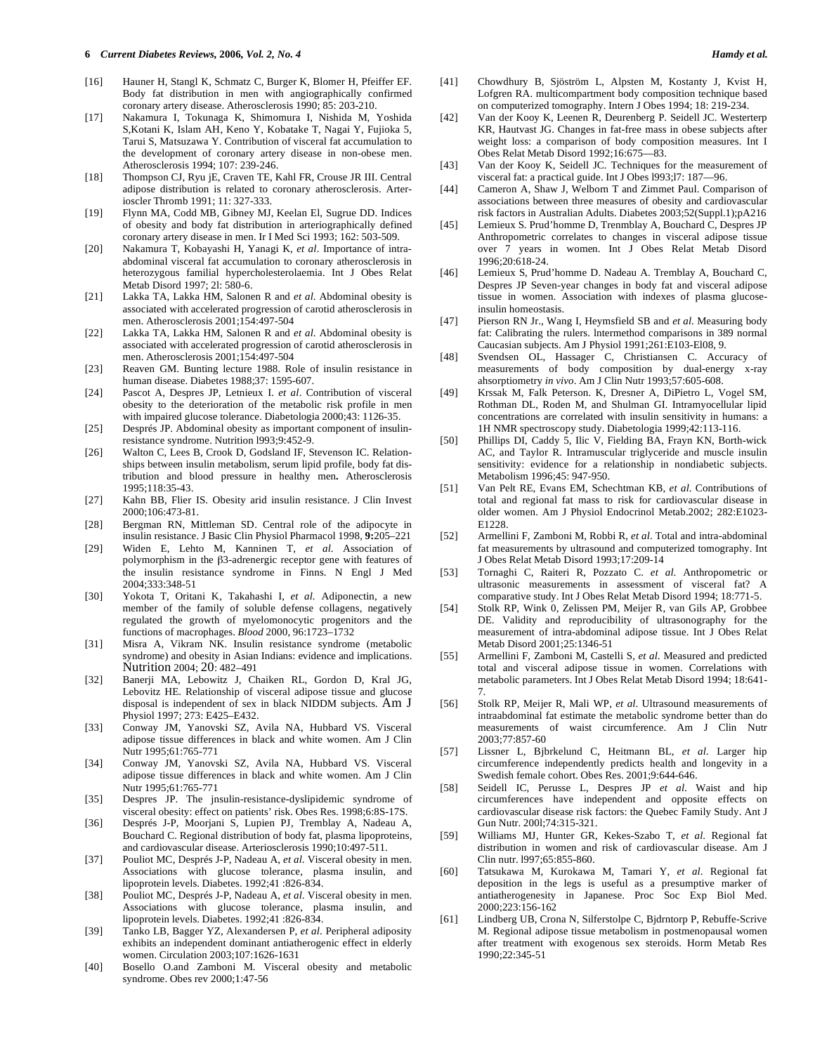[16] Hauner H, Stangl K, Schmatz C, Burger K, Blomer H, Pfeiffer EF. Body fat distribution in men with angiographically confirmed coronary artery disease. Atherosclerosis 1990; 85: 203-210.

[17] Nakamura I, Tokunaga K, Shimomura I, Nishida M, Yoshida S,Kotani K, Islam AH, Keno Y, Kobatake T, Nagai Y, Fujioka 5, Tarui S, Matsuzawa Y. Contribution of visceral fat accumulation to the development of coronary artery disease in non-obese men. Atherosclerosis 1994; 107: 239-246.

[18] Thompson CJ, Ryu jE, Craven TE, Kahl FR, Crouse JR III. Central adipose distribution is related to coronary atherosclerosis. Arterioscler Thromb 1991; 11: 327-333.

[19] Flynn MA, Codd MB, Gibney MJ, Keelan El, Sugrue DD. Indices of obesity and body fat distribution in arteriographically defined coronary artery disease in men. Ir I Med Sci 1993; 162: 503-509.

[20] Nakamura T, Kobayashi H, Yanagi K, *et al*. Importance of intra-abdominal visceral fat accumulation to coronary atherosclerosis in heterozygous familial hypercholesterolaemia. Int J Obes Relat Metab Disord 1997; 2l: 580-6.

[21] Lakka TA, Lakka HM, Salonen R and *et al.* Abdominal obesity is associated with accelerated progression of carotid atherosclerosis in men. Atherosclerosis 2001;154:497-504

[22] Lakka TA, Lakka HM, Salonen R and *et al.* Abdominal obesity is associated with accelerated progression of carotid atherosclerosis in men. Atherosclerosis 2001;154:497-504

[23] Reaven GM. Bunting lecture 1988. Role of insulin resistance in human disease. Diabetes 1988;37: 1595-607.

[24] Pascot A, Despres JP, Letnieux I. *et al*. Contribution of visceral obesity to the deterioration of the metabolic risk profile in men with impaired glucose tolerance. Diabetologia 2000;43: 1126-35.

[25] Després JP. Abdominal obesity as important component of insulin-resistance syndrome. Nutrition l993;9:452-9.

[26] Walton C, Lees B, Crook D, Godsland IF, Stevenson IC. Relationships between insulin metabolism, serum lipid profile, body fat distribution and blood pressure in healthy men**.** Atherosclerosis 1995;118:35-43.

[27] Kahn BB, Flier IS. Obesity arid insulin resistance. J Clin Invest 2000;106:473-81.

[28] Bergman RN, Mittleman SD. Central role of the adipocyte in insulin resistance. J Basic Clin Physiol Pharmacol 1998, **9:**205–221

[29] Widen E, Lehto M, Kanninen T, *et al.* Association of polymorphism in the β3-adrenergic receptor gene with features of the insulin resistance syndrome in Finns. N Engl J Med 2004;333:348-51

[30] Yokota T, Oritani K, Takahashi I, *et al.* Adiponectin, a new member of the family of soluble defense collagens, negatively regulated the growth of myelomonocytic progenitors and the functions of macrophages. *Blood* 2000, 96:1723–1732

[31] Misra A, Vikram NK. Insulin resistance syndrome (metabolic syndrome) and obesity in Asian Indians: evidence and implications. Nutrition 2004; 20: 482–491

[32] Banerji MA, Lebowitz J, Chaiken RL, Gordon D, Kral JG, Lebovitz HE. Relationship of visceral adipose tissue and glucose disposal is independent of sex in black NIDDM subjects. Am J Physiol 1997; 273: E425–E432.

[33] Conway JM, Yanovski SZ, Avila NA, Hubbard VS. Visceral adipose tissue differences in black and white women. Am J Clin Nutr 1995;61:765-771

[34] Conway JM, Yanovski SZ, Avila NA, Hubbard VS. Visceral adipose tissue differences in black and white women. Am J Clin Nutr 1995;61:765-771

[35] Despres JP. The jnsulin-resistance-dyslipidemic syndrome of visceral obesity: effect on patients' risk. Obes Res. 1998;6:8S-17S.

[36] Després J-P, Moorjani S, Lupien PJ, Tremblay A, Nadeau A, Bouchard C. Regional distribution of body fat, plasma lipoproteins, and cardiovascular disease. Arteriosclerosis 1990;10:497-511.

[37] Pouliot MC, Després J-P, Nadeau A, *et al.* Visceral obesity in men. Associations with glucose tolerance, plasma insulin, and lipoprotein levels. Diabetes. 1992;41 :826-834.

[38] Pouliot MC, Després J-P, Nadeau A, *et al*. Visceral obesity in men. Associations with glucose tolerance, plasma insulin, and lipoprotein levels. Diabetes. 1992;41 :826-834.

[39] Tanko LB, Bagger YZ, Alexandersen P, *et al*. Peripheral adiposity exhibits an independent dominant antiatherogenic effect in elderly women. Circulation 2003;107:1626-1631

[40] Bosello O.and Zamboni M. Visceral obesity and metabolic syndrome. Obes rev 2000;1:47-56

[41] Chowdhury B, Sjöström L, Alpsten M, Kostanty J, Kvist H, Lofgren RA. multicompartment body composition technique based on computerized tomography. Intern J Obes 1994; 18: 219-234.

[42] Van der Kooy K, Leenen R, Deurenberg P. Seidell JC. Westerterp KR, Hautvast JG. Changes in fat-free mass in obese subjects after weight loss: a comparison of body composition measures. Int I Obes Relat Metab Disord 1992;16:675—83.

[43] Van der Kooy K, Seidell JC. Techniques for the measurement of visceral fat: a practical guide. Int J Obes l993;l7: 187—96.

[44] Cameron A, Shaw J, Welborn T and Zimmet Paul. Comparison of associations between three measures of obesity and cardiovascular risk factors in Australian Adults. Diabetes 2003;52(Suppl.1);pA216

[45] Lemieux S. Prud'homme D, Trenmblay A, Bouchard C, Despres JP Anthropometric correlates to changes in visceral adipose tissue over 7 years in women. Int J Obes Relat Metab Disord 1996;20:618-24.

[46] Lemieux S, Prud'homme D. Nadeau A. Tremblay A, Bouchard C, Despres JP Seven-year changes in body fat and visceral adipose tissue in women. Association with indexes of plasma glucose-insulin homeostasis.

[47] Pierson RN Jr., Wang I, Heymsfield SB and *et al.* Measuring body fat: Calibrating the rulers. lntermethod comparisons in 389 normal Caucasian subjects. Am J Physiol 1991;261:E103-El08, 9.

[48] Svendsen OL, Hassager C, Christiansen C. Accuracy of measurements of body composition by dual-energy x-ray ahsorptiometry *in vivo*. Am J Clin Nutr 1993;57:605-608.

[49] Krssak M, Falk Peterson. K, Dresner A, DiPietro L, Vogel SM, Rothman DL, Roden M, and Shulman GI. Intramyocellular lipid concentrations are correlated with insulin sensitivity in humans: a 1H NMR spectroscopy study. Diabetologia 1999;42:113-116.

[50] Phillips DI, Caddy 5, Ilic V, Fielding BA, Frayn KN, Borth-wick AC, and Taylor R. Intramuscular triglyceride and muscle insulin sensitivity: evidence for a relationship in nondiabetic subjects. Metabolism 1996;45: 947-950.

[51] Van Pelt RE, Evans EM, Schechtman KB, *et al.* Contributions of total and regional fat mass to risk for cardiovascular disease in older women. Am J Physiol Endocrinol Metab.2002; 282:E1023-E1228.

[52] Armellini F, Zamboni M, Robbi R, *et al.* Total and intra-abdominal fat measurements by ultrasound and computerized tomography. Int J Obes Relat Metab Disord 1993;17:209-14

[53] Tornaghi C, Raiteri R, Pozzato C. *et al.* Anthropometric or ultrasonic measurements in assessment of visceral fat? A comparative study. Int J Obes Relat Metab Disord 1994; 18:771-5.

[54] Stolk RP, Wink 0, Zelissen PM, Meijer R, van Gils AP, Grobbee DE. Validity and reproducibility of ultrasonography for the measurement of intra-abdominal adipose tissue. Int J Obes Relat Metab Disord 2001;25:1346-51

[55] Armellini F, Zamboni M, Castelli S, *et al.* Measured and predicted total and visceral adipose tissue in women. Correlations with metabolic parameters. Int J Obes Relat Metab Disord 1994; 18:641-7.

[56] Stolk RP, Meijer R, Mali WP, *et al*. Ultrasound measurements of intraabdominal fat estimate the metabolic syndrome better than do measurements of waist circumference. Am J Clin Nutr 2003;77:857-60

[57] Lissner L, Bjbrkelund C, Heitmann BL, *et al.* Larger hip circumference independently predicts health and longevity in a Swedish female cohort. Obes Res. 2001;9:644-646.

[58] Seidell IC, Perusse L, Despres JP *et al.* Waist and hip circumferences have independent and opposite effects on cardiovascular disease risk factors: the Quebec Family Study. Ant J Gun Nutr. 200l;74:315-321.

[59] Williams MJ, Hunter GR, Kekes-Szabo T, *et al.* Regional fat distribution in women and risk of cardiovascular disease. Am J Clin nutr. l997;65:855-860.

[60] Tatsukawa M, Kurokawa M, Tamari Y, *et al.* Regional fat deposition in the legs is useful as a presumptive marker of antiatherogeneity in Japanese. Proc Soc Exp Biol Med. 2000;223:156-162

[61] Lindberg UB, Crona N, Silferstolpe C, Bjdrntorp P, Rebuffe-Scrive M. Regional adipose tissue metabolism in postmenopausal women after treatment with exogenous sex steroids. Horm Metab Res 1990;22:345-51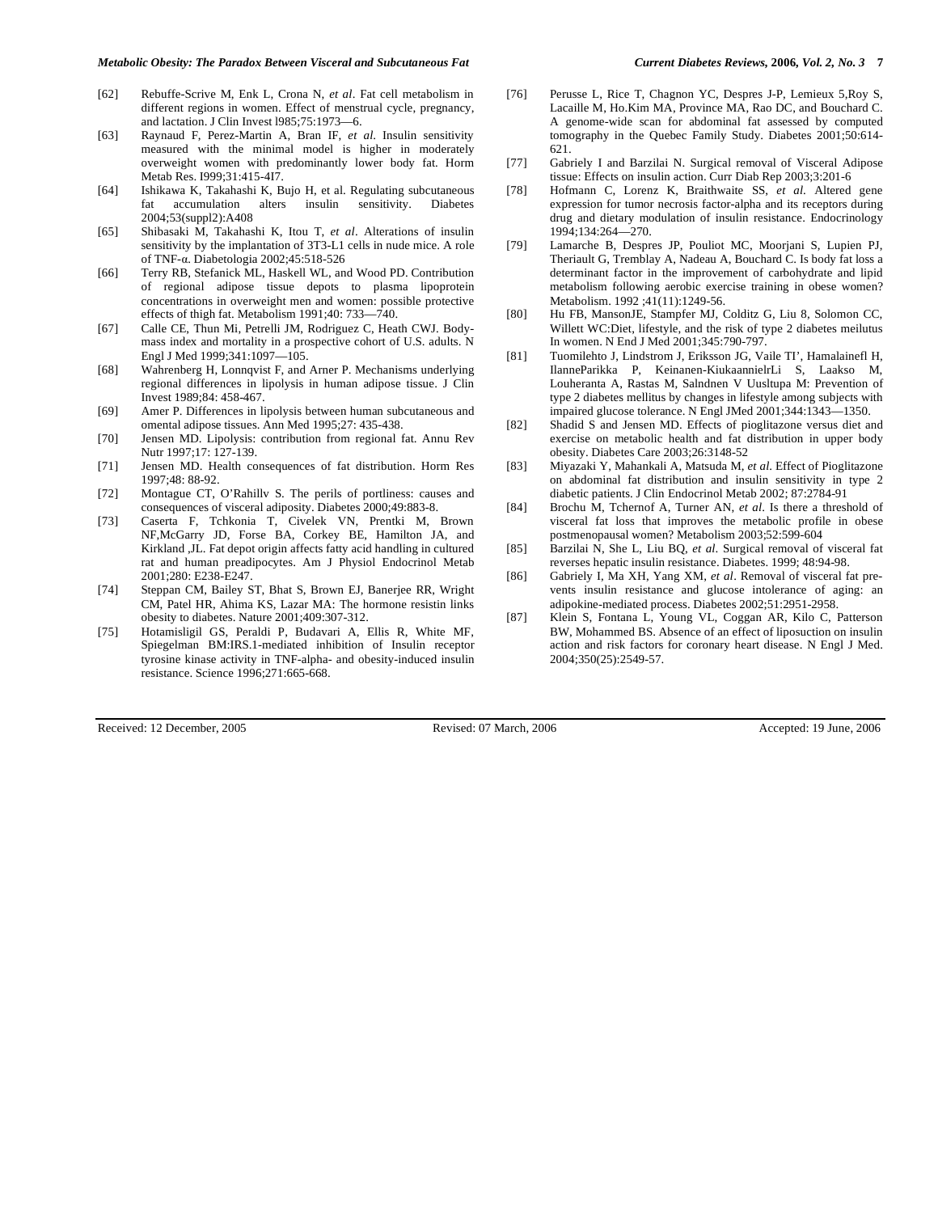[62] Rebuffe-Scrive M, Enk L, Crona N, *et al*. Fat cell metabolism in different regions in women. Effect of menstrual cycle, pregnancy, and lactation. J Clin Invest l985;75:1973—6.

[63] Raynaud F, Perez-Martin A, Bran IF, *et al.* Insulin sensitivity measured with the minimal model is higher in moderately overweight women with predominantly lower body fat. Horm Metab Res. I999;31:415-4I7.

[64] Ishikawa K, Takahashi K, Bujo H, et al. Regulating subcutaneous fat accumulation alters insulin sensitivity. Diabetes 2004;53(suppl2):A408

[65] Shibasaki M, Takahashi K, Itou T, *et al*. Alterations of insulin sensitivity by the implantation of 3T3-L1 cells in nude mice. A role of TNF-α. Diabetologia 2002;45:518-526

[66] Terry RB, Stefanick ML, Haskell WL, and Wood PD. Contribution of regional adipose tissue depots to plasma lipoprotein concentrations in overweight men and women: possible protective effects of thigh fat. Metabolism 1991;40: 733—740.

[67] Calle CE, Thun Mi, Petrelli JM, Rodriguez C, Heath CWJ. Body-mass index and mortality in a prospective cohort of U.S. adults. N Engl J Med 1999;341:1097—105.

[68] Wahrenberg H, Lonnqvist F, and Arner P. Mechanisms underlying regional differences in lipolysis in human adipose tissue. J Clin Invest 1989;84: 458-467.

[69] Amer P. Differences in lipolysis between human subcutaneous and omental adipose tissues. Ann Med 1995;27: 435-438.

[70] Jensen MD. Lipolysis: contribution from regional fat. Annu Rev Nutr 1997;17: 127-139.

[71] Jensen MD. Health consequences of fat distribution. Horm Res 1997;48: 88-92.

[72] Montague CT, O'Rahillv S. The perils of portliness: causes and consequences of visceral adiposity. Diabetes 2000;49:883-8.

[73] Caserta F, Tchkonia T, Civelek VN, Prentki M, Brown NF,McGarry JD, Forse BA, Corkey BE, Hamilton JA, and Kirkland ,JL. Fat depot origin affects fatty acid handling in cultured rat and human preadipocytes. Am J Physiol Endocrinol Metab 2001;280: E238-E247.

[74] Steppan CM, Bailey ST, Bhat S, Brown EJ, Banerjee RR, Wright CM, Patel HR, Ahima KS, Lazar MA: The hormone resistin links obesity to diabetes. Nature 2001;409:307-312.

[75] Hotamisligil GS, Peraldi P, Budavari A, Ellis R, White MF, Spiegelman BM:IRS.1-mediated inhibition of Insulin receptor tyrosine kinase activity in TNF-alpha- and obesity-induced insulin resistance. Science 1996;271:665-668.

[76] Perusse L, Rice T, Chagnon YC, Despres J-P, Lemieux 5,Roy S, Lacaille M, Ho.Kim MA, Province MA, Rao DC, and Bouchard C. A genome-wide scan for abdominal fat assessed by computed tomography in the Quebec Family Study. Diabetes 2001;50:614-621.

[77] Gabriely I and Barzilai N. Surgical removal of Visceral Adipose tissue: Effects on insulin action. Curr Diab Rep 2003;3:201-6

[78] Hofmann C, Lorenz K, Braithwaite SS, *et al.* Altered gene expression for tumor necrosis factor-alpha and its receptors during drug and dietary modulation of insulin resistance. Endocrinology 1994;134:264—270.

[79] Lamarche B, Despres JP, Pouliot MC, Moorjani S, Lupien PJ, Theriault G, Tremblay A, Nadeau A, Bouchard C. Is body fat loss a determinant factor in the improvement of carbohydrate and lipid metabolism following aerobic exercise training in obese women? Metabolism. 1992 ;41(11):1249-56.

[80] Hu FB, MansonJE, Stampfer MJ, Colditz G, Liu 8, Solomon CC, Willett WC:Diet, lifestyle, and the risk of type 2 diabetes meilutus In women. N End J Med 2001;345:790-797.

[81] Tuomilehto J, Lindstrom J, Eriksson JG, Vaile TI', Hamalainefl H, IlanneParikka P, Keinanen-KiukaannielrLi S, Laakso M, Louheranta A, Rastas M, Salndnen V Uusltupa M: Prevention of type 2 diabetes mellitus by changes in lifestyle among subjects with impaired glucose tolerance. N Engl JMed 2001;344:1343—1350.

[82] Shadid S and Jensen MD. Effects of pioglitazone versus diet and exercise on metabolic health and fat distribution in upper body obesity. Diabetes Care 2003;26:3148-52

[83] Miyazaki Y, Mahankali A, Matsuda M, *et al.* Effect of Pioglitazone on abdominal fat distribution and insulin sensitivity in type 2 diabetic patients. J Clin Endocrinol Metab 2002; 87:2784-91

[84] Brochu M, Tchernof A, Turner AN, *et al.* Is there a threshold of visceral fat loss that improves the metabolic profile in obese postmenopausal women? Metabolism 2003;52:599-604

[85] Barzilai N, She L, Liu BQ, *et al.* Surgical removal of visceral fat reverses hepatic insulin resistance. Diabetes. 1999; 48:94-98.

[86] Gabriely I, Ma XH, Yang XM, *et al*. Removal of visceral fat prevents insulin resistance and glucose intolerance of aging: an adipokine-mediated process. Diabetes 2002;51:2951-2958.

[87] Klein S, Fontana L, Young VL, Coggan AR, Kilo C, Patterson BW, Mohammed BS. Absence of an effect of liposuction on insulin action and risk factors for coronary heart disease. N Engl J Med. 2004;350(25):2549-57.

Received: 12 December, 2005 Revised: 07 March, 2006 Accepted: 19 June, 2006